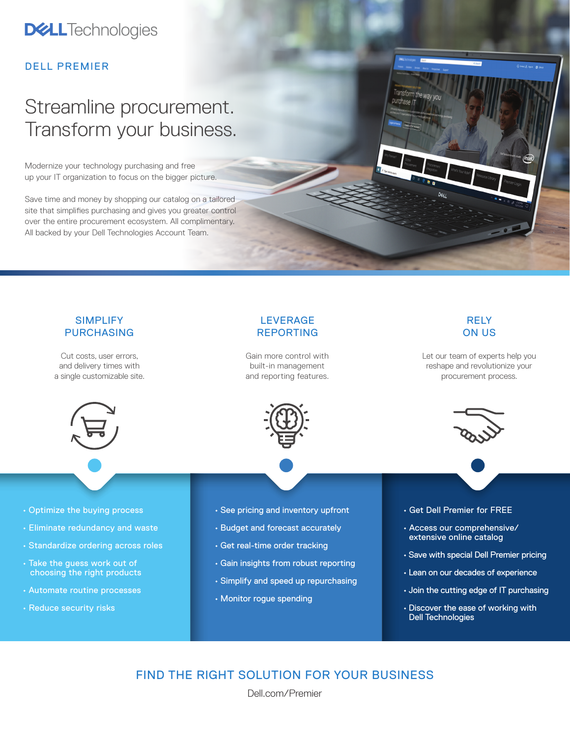Dell Technologies

DELL PREMIER

# Streamline procurement. Transform your business.

Modernize your technology purchasing and free up your IT organization to focus on the bigger picture.

Save time and money by shopping our catalog on a tailored site that simplifies purchasing and gives you greater control over the entire procurement ecosystem. All complimentary. All backed by your Dell Technologies Account Team.

## SIMPLIFY PURCHASING

Cut costs, user errors, and delivery times with a single customizable site.

- Optimize the buying process
- Eliminate redundancy and waste
- Standardize ordering across roles
- Take the guess work out of choosing the right products
- Automate routine processes
- Reduce security risks

## LEVERAGE REPORTING

Gain more control with built-in management and reporting features.

- See pricing and inventory upfront
- Budget and forecast accurately
- Get real-time order tracking
- Gain insights from robust reporting
- Simplify and speed up repurchasing
- Monitor rogue spending

## RELY ON US

Let our team of experts help you reshape and revolutionize your procurement process.

- Get Dell Premier for FREE
- Access our comprehensive/extensive online catalog
- Save with special Dell Premier pricing
- Lean on our decades of experience
- Join the cutting edge of IT purchasing
- Discover the ease of working with Dell Technologies

## FIND THE RIGHT SOLUTION FOR YOUR BUSINESS

Dell.com/Premier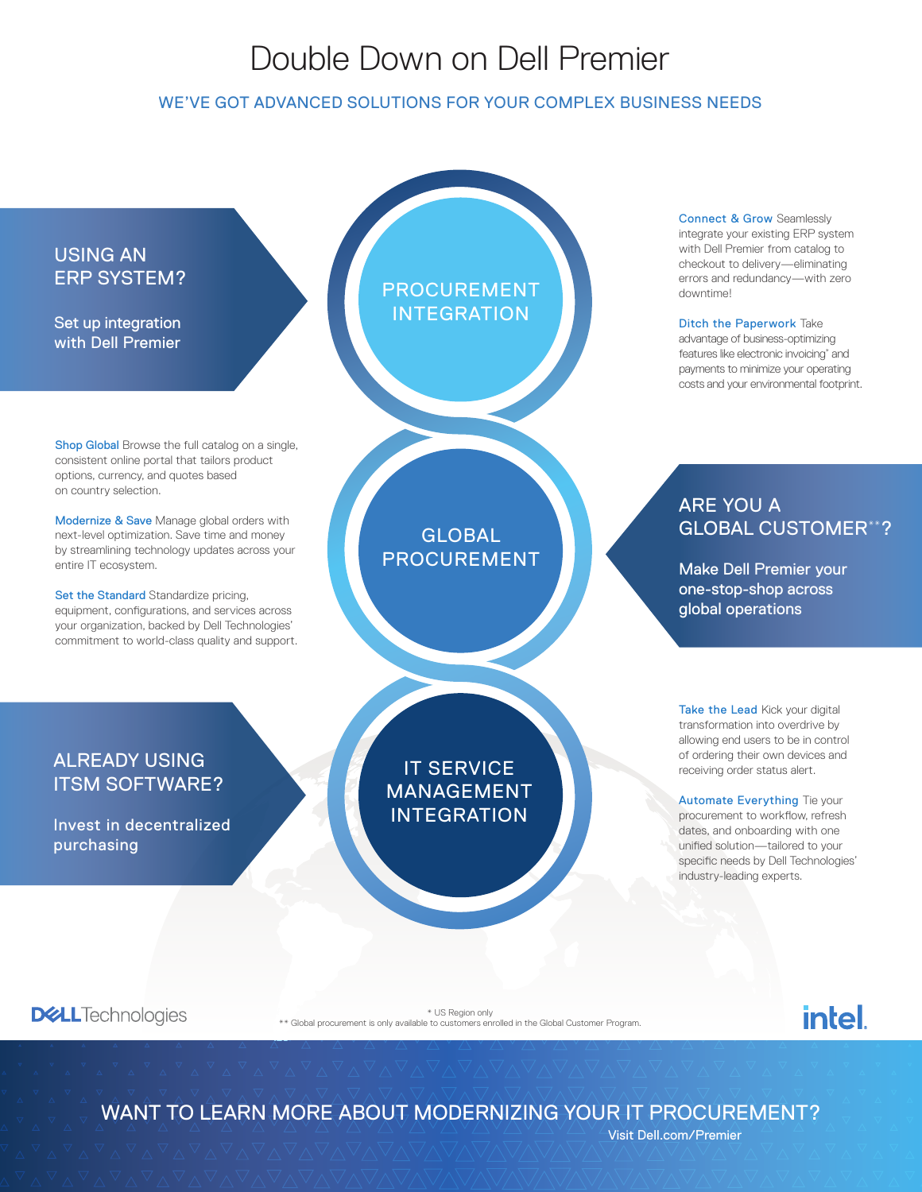# Double Down on Dell Premier

## WE'VE GOT ADVANCED SOLUTIONS FOR YOUR COMPLEX BUSINESS NEEDS

### USING AN ERP SYSTEM?

Set up integration with Dell Premier

### PROCUREMENT INTEGRATION

**Connect & Grow** Seamlessly integrate your existing ERP system with Dell Premier from catalog to checkout to delivery—eliminating errors and redundancy—with zero downtime!

**Ditch the Paperwork** Take advantage of business-optimizing features like electronic invoicing* and payments to minimize your operating costs and your environmental footprint.

### ARE YOU A GLOBAL CUSTOMER**?

Make Dell Premier your one-stop-shop across global operations

### GLOBAL PROCUREMENT

**Shop Global** Browse the full catalog on a single, consistent online portal that tailors product options, currency, and quotes based on country selection.

**Modernize & Save** Manage global orders with next-level optimization. Save time and money by streamlining technology updates across your entire IT ecosystem.

**Set the Standard** Standardize pricing, equipment, configurations, and services across your organization, backed by Dell Technologies' commitment to world-class quality and support.

### ALREADY USING ITSM SOFTWARE?

Invest in decentralized purchasing

### IT SERVICE MANAGEMENT INTEGRATION

**Take the Lead** Kick your digital transformation into overdrive by allowing end users to be in control of ordering their own devices and receiving order status alert.

**Automate Everything** Tie your procurement to workflow, refresh dates, and onboarding with one unified solution—tailored to your specific needs by Dell Technologies' industry-leading experts.

DELL Technologies

\* US Region only
\** Global procurement is only available to customers enrolled in the Global Customer Program.

intel.

## WANT TO LEARN MORE ABOUT MODERNIZING YOUR IT PROCUREMENT?

Visit Dell.com/Premier